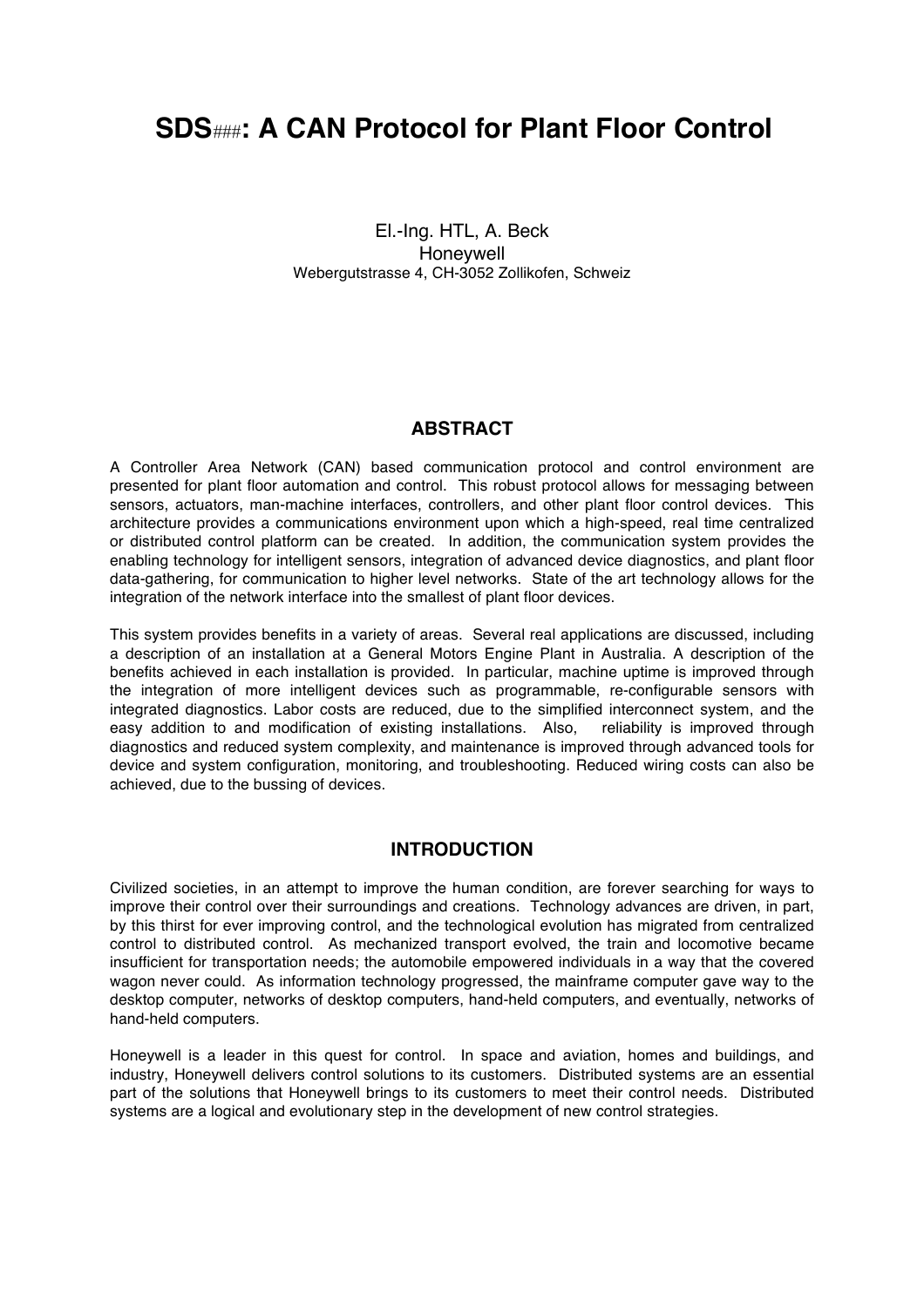# SDS###: A CAN Protocol for Plant Floor Control

El.-Ing. HTL, A. Beck
Honeywell
Webergutstrasse 4, CH-3052 Zollikofen, Schweiz

## ABSTRACT

A Controller Area Network (CAN) based communication protocol and control environment are presented for plant floor automation and control. This robust protocol allows for messaging between sensors, actuators, man-machine interfaces, controllers, and other plant floor control devices. This architecture provides a communications environment upon which a high-speed, real time centralized or distributed control platform can be created. In addition, the communication system provides the enabling technology for intelligent sensors, integration of advanced device diagnostics, and plant floor data-gathering, for communication to higher level networks. State of the art technology allows for the integration of the network interface into the smallest of plant floor devices.

This system provides benefits in a variety of areas. Several real applications are discussed, including a description of an installation at a General Motors Engine Plant in Australia. A description of the benefits achieved in each installation is provided. In particular, machine uptime is improved through the integration of more intelligent devices such as programmable, re-configurable sensors with integrated diagnostics. Labor costs are reduced, due to the simplified interconnect system, and the easy addition to and modification of existing installations. Also, reliability is improved through diagnostics and reduced system complexity, and maintenance is improved through advanced tools for device and system configuration, monitoring, and troubleshooting. Reduced wiring costs can also be achieved, due to the bussing of devices.

## INTRODUCTION

Civilized societies, in an attempt to improve the human condition, are forever searching for ways to improve their control over their surroundings and creations. Technology advances are driven, in part, by this thirst for ever improving control, and the technological evolution has migrated from centralized control to distributed control. As mechanized transport evolved, the train and locomotive became insufficient for transportation needs; the automobile empowered individuals in a way that the covered wagon never could. As information technology progressed, the mainframe computer gave way to the desktop computer, networks of desktop computers, hand-held computers, and eventually, networks of hand-held computers.

Honeywell is a leader in this quest for control. In space and aviation, homes and buildings, and industry, Honeywell delivers control solutions to its customers. Distributed systems are an essential part of the solutions that Honeywell brings to its customers to meet their control needs. Distributed systems are a logical and evolutionary step in the development of new control strategies.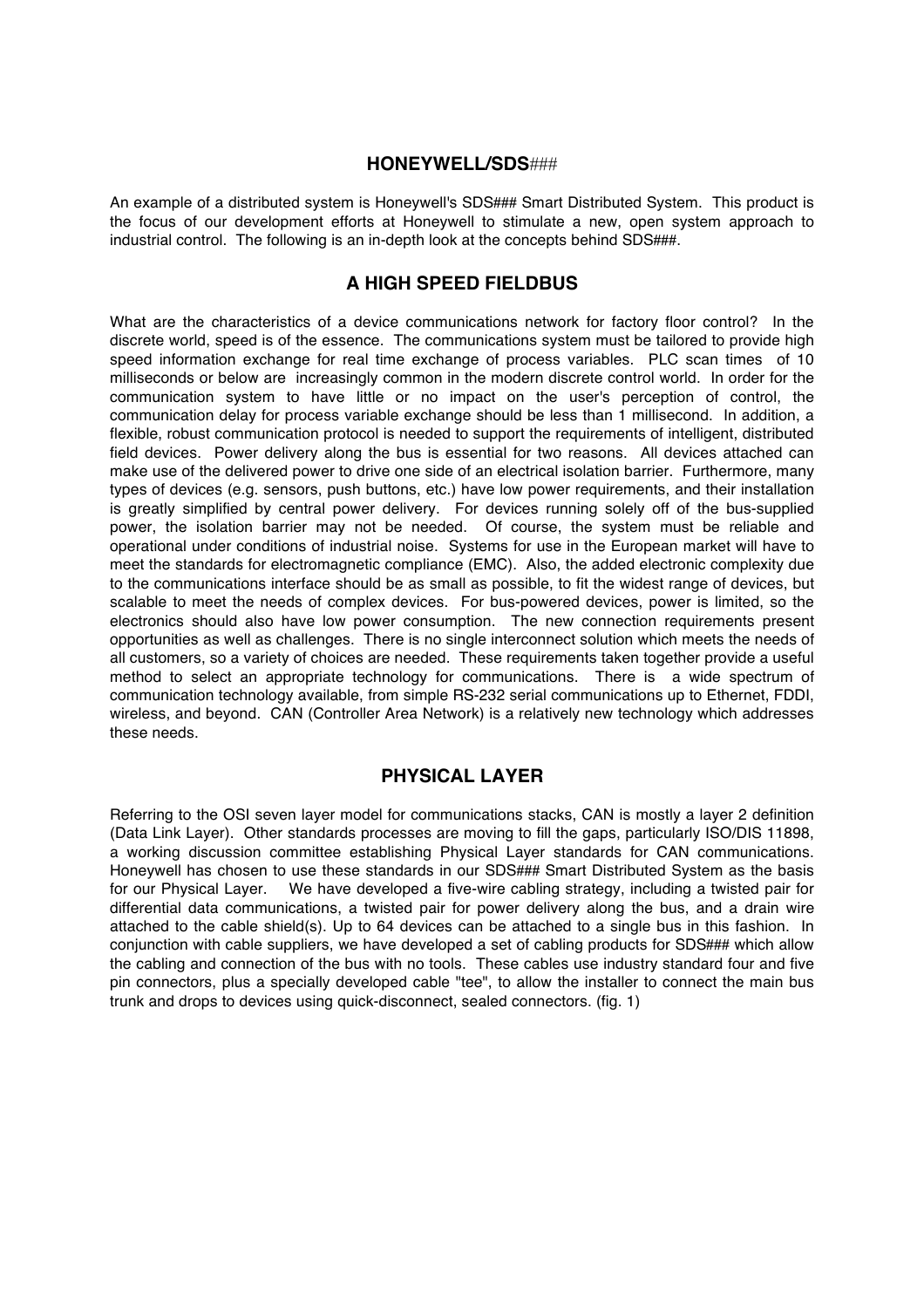## HONEYWELL/SDS###

An example of a distributed system is Honeywell's SDS### Smart Distributed System. This product is the focus of our development efforts at Honeywell to stimulate a new, open system approach to industrial control. The following is an in-depth look at the concepts behind SDS###.

## A HIGH SPEED FIELDBUS

What are the characteristics of a device communications network for factory floor control? In the discrete world, speed is of the essence. The communications system must be tailored to provide high speed information exchange for real time exchange of process variables. PLC scan times of 10 milliseconds or below are increasingly common in the modern discrete control world. In order for the communication system to have little or no impact on the user's perception of control, the communication delay for process variable exchange should be less than 1 millisecond. In addition, a flexible, robust communication protocol is needed to support the requirements of intelligent, distributed field devices. Power delivery along the bus is essential for two reasons. All devices attached can make use of the delivered power to drive one side of an electrical isolation barrier. Furthermore, many types of devices (e.g. sensors, push buttons, etc.) have low power requirements, and their installation is greatly simplified by central power delivery. For devices running solely off of the bus-supplied power, the isolation barrier may not be needed. Of course, the system must be reliable and operational under conditions of industrial noise. Systems for use in the European market will have to meet the standards for electromagnetic compliance (EMC). Also, the added electronic complexity due to the communications interface should be as small as possible, to fit the widest range of devices, but scalable to meet the needs of complex devices. For bus-powered devices, power is limited, so the electronics should also have low power consumption. The new connection requirements present opportunities as well as challenges. There is no single interconnect solution which meets the needs of all customers, so a variety of choices are needed. These requirements taken together provide a useful method to select an appropriate technology for communications. There is a wide spectrum of communication technology available, from simple RS-232 serial communications up to Ethernet, FDDI, wireless, and beyond. CAN (Controller Area Network) is a relatively new technology which addresses these needs.

## PHYSICAL LAYER

Referring to the OSI seven layer model for communications stacks, CAN is mostly a layer 2 definition (Data Link Layer). Other standards processes are moving to fill the gaps, particularly ISO/DIS 11898, a working discussion committee establishing Physical Layer standards for CAN communications. Honeywell has chosen to use these standards in our SDS### Smart Distributed System as the basis for our Physical Layer. We have developed a five-wire cabling strategy, including a twisted pair for differential data communications, a twisted pair for power delivery along the bus, and a drain wire attached to the cable shield(s). Up to 64 devices can be attached to a single bus in this fashion. In conjunction with cable suppliers, we have developed a set of cabling products for SDS### which allow the cabling and connection of the bus with no tools. These cables use industry standard four and five pin connectors, plus a specially developed cable "tee", to allow the installer to connect the main bus trunk and drops to devices using quick-disconnect, sealed connectors. (fig. 1)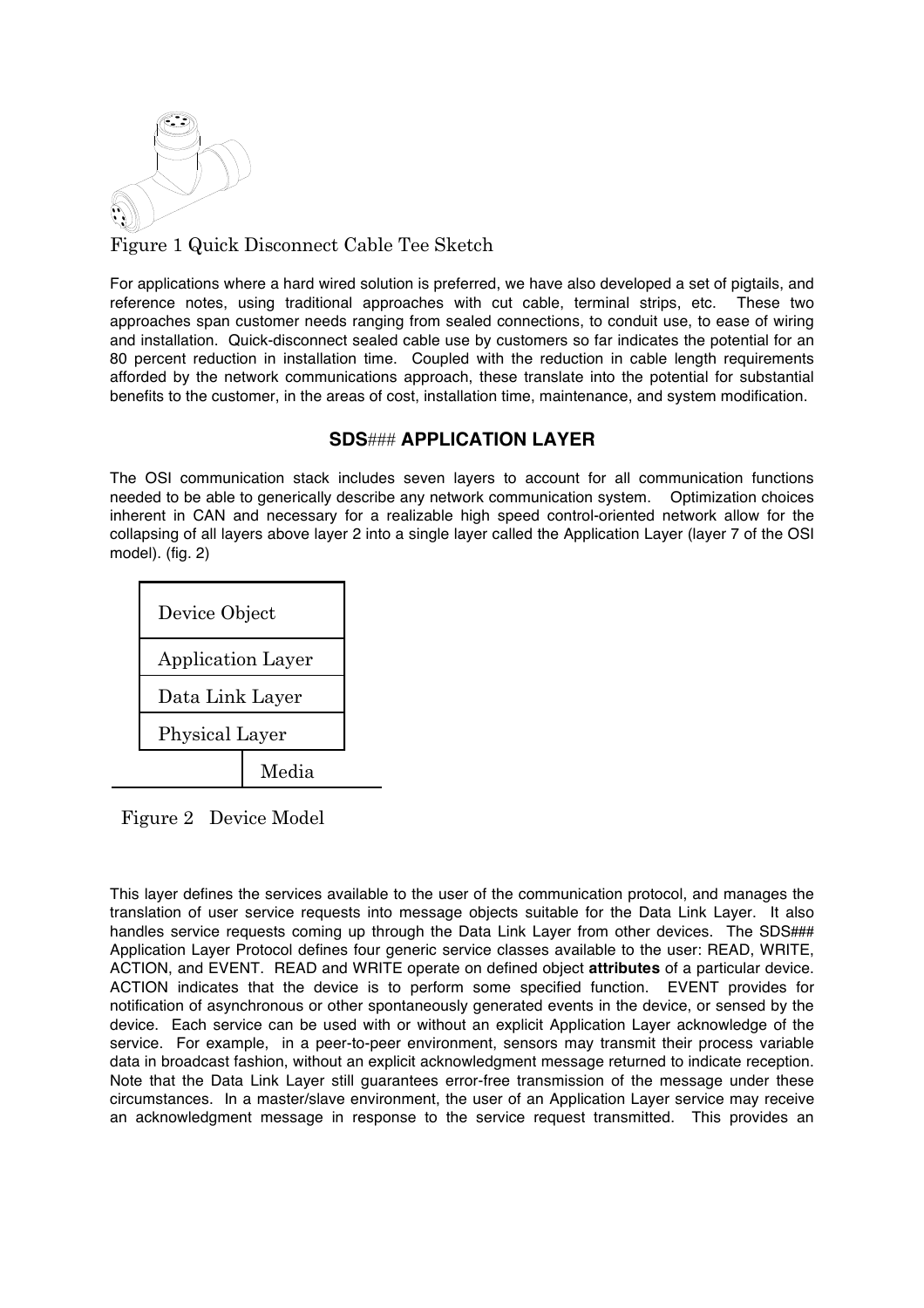Figure 1 Quick Disconnect Cable Tee Sketch

For applications where a hard wired solution is preferred, we have also developed a set of pigtails, and reference notes, using traditional approaches with cut cable, terminal strips, etc. These two approaches span customer needs ranging from sealed connections, to conduit use, to ease of wiring and installation. Quick-disconnect sealed cable use by customers so far indicates the potential for an 80 percent reduction in installation time. Coupled with the reduction in cable length requirements afforded by the network communications approach, these translate into the potential for substantial benefits to the customer, in the areas of cost, installation time, maintenance, and system modification.

## SDS### APPLICATION LAYER

The OSI communication stack includes seven layers to account for all communication functions needed to be able to generically describe any network communication system. Optimization choices inherent in CAN and necessary for a realizable high speed control-oriented network allow for the collapsing of all layers above layer 2 into a single layer called the Application Layer (layer 7 of the OSI model). (fig. 2)

| Device Object |
| --- |
| Application Layer |
| Data Link Layer |
| Physical Layer |
| Media |

Figure 2 Device Model

This layer defines the services available to the user of the communication protocol, and manages the translation of user service requests into message objects suitable for the Data Link Layer. It also handles service requests coming up through the Data Link Layer from other devices. The SDS### Application Layer Protocol defines four generic service classes available to the user: READ, WRITE, ACTION, and EVENT. READ and WRITE operate on defined object **attributes** of a particular device. ACTION indicates that the device is to perform some specified function. EVENT provides for notification of asynchronous or other spontaneously generated events in the device, or sensed by the device. Each service can be used with or without an explicit Application Layer acknowledge of the service. For example, in a peer-to-peer environment, sensors may transmit their process variable data in broadcast fashion, without an explicit acknowledgment message returned to indicate reception. Note that the Data Link Layer still guarantees error-free transmission of the message under these circumstances. In a master/slave environment, the user of an Application Layer service may receive an acknowledgment message in response to the service request transmitted. This provides an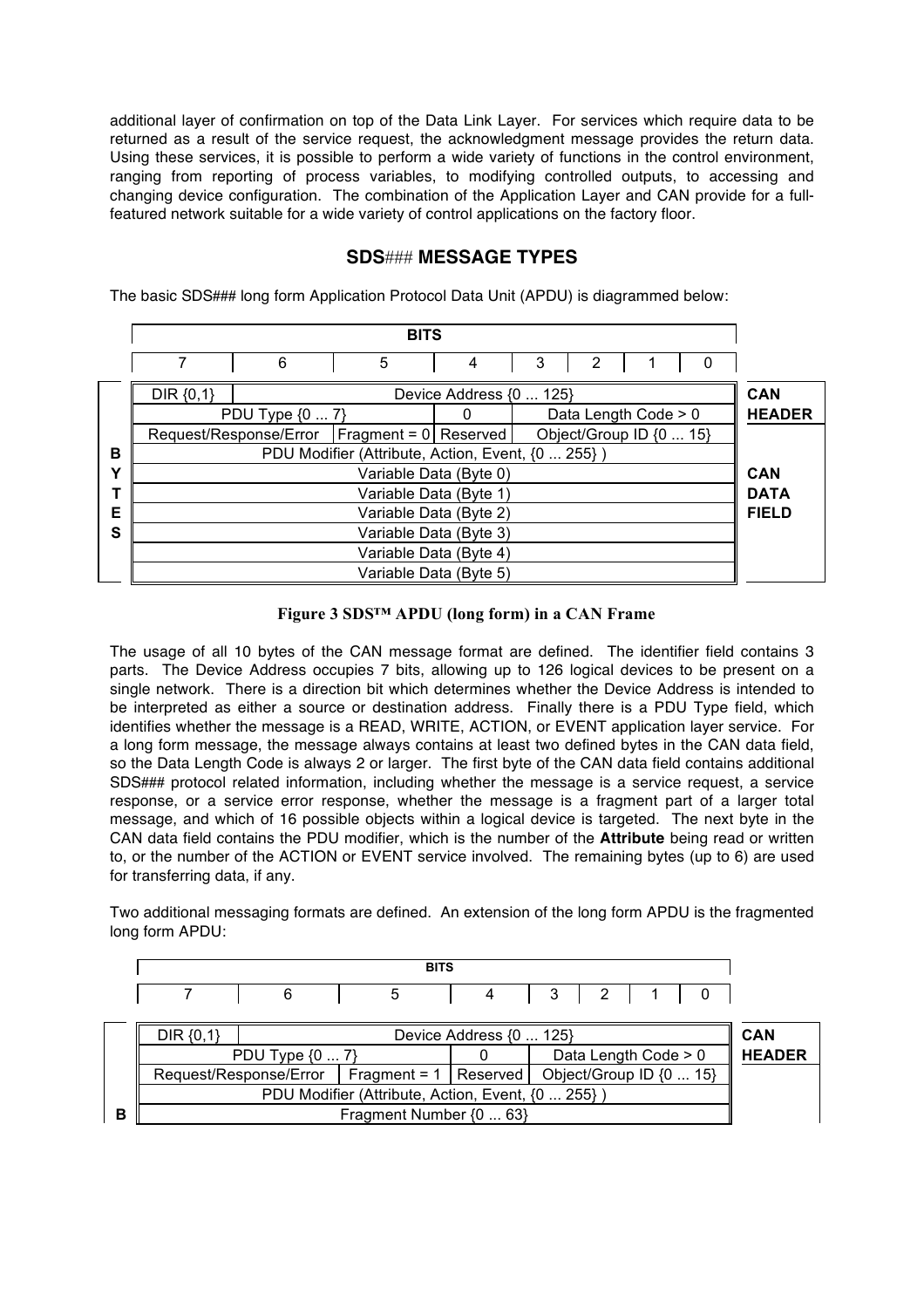additional layer of confirmation on top of the Data Link Layer. For services which require data to be returned as a result of the service request, the acknowledgment message provides the return data. Using these services, it is possible to perform a wide variety of functions in the control environment, ranging from reporting of process variables, to modifying controlled outputs, to accessing and changing device configuration. The combination of the Application Layer and CAN provide for a full-featured network suitable for a wide variety of control applications on the factory floor.

## SDS### MESSAGE TYPES

The basic SDS### long form Application Protocol Data Unit (APDU) is diagrammed below:

| | BITS 7 | 6 | 5 | 4 | 3 | 2 | 1 | 0 | |
|---|---|---|---|---|---|---|---|---|---|
| BYTES | DIR {0,1} | Device Address {0 ... 125} | | | | | | | CAN HEADER |
| | PDU Type {0 ... 7} | | | 0 | Data Length Code > 0 | | | | |
| | Request/Response/Error | | Fragment = 0 | Reserved | Object/Group ID {0 ... 15} | | | | CAN DATA FIELD |
| | PDU Modifier (Attribute, Action, Event, {0 ... 255} ) | | | | | | | | |
| | Variable Data (Byte 0) | | | | | | | | |
| | Variable Data (Byte 1) | | | | | | | | |
| | Variable Data (Byte 2) | | | | | | | | |
| | Variable Data (Byte 3) | | | | | | | | |
| | Variable Data (Byte 4) | | | | | | | | |
| | Variable Data (Byte 5) | | | | | | | | |

**Figure 3 SDS™ APDU (long form) in a CAN Frame**

The usage of all 10 bytes of the CAN message format are defined. The identifier field contains 3 parts. The Device Address occupies 7 bits, allowing up to 126 logical devices to be present on a single network. There is a direction bit which determines whether the Device Address is intended to be interpreted as either a source or destination address. Finally there is a PDU Type field, which identifies whether the message is a READ, WRITE, ACTION, or EVENT application layer service. For a long form message, the message always contains at least two defined bytes in the CAN data field, so the Data Length Code is always 2 or larger. The first byte of the CAN data field contains additional SDS### protocol related information, including whether the message is a service request, a service response, or a service error response, whether the message is a fragment part of a larger total message, and which of 16 possible objects within a logical device is targeted. The next byte in the CAN data field contains the PDU modifier, which is the number of the **Attribute** being read or written to, or the number of the ACTION or EVENT service involved. The remaining bytes (up to 6) are used for transferring data, if any.

Two additional messaging formats are defined. An extension of the long form APDU is the fragmented long form APDU:

| | BITS 7 | 6 | 5 | 4 | 3 | 2 | 1 | 0 | |
|---|---|---|---|---|---|---|---|---|---|
| B | DIR {0,1} | Device Address {0 ... 125} | | | | | | | CAN HEADER |
| | PDU Type {0 ... 7} | | | 0 | Data Length Code > 0 | | | | |
| | Request/Response/Error | | Fragment = 1 | Reserved | Object/Group ID {0 ... 15} | | | | |
| | PDU Modifier (Attribute, Action, Event, {0 ... 255} ) | | | | | | | | |
| | Fragment Number {0 ... 63} | | | | | | | | |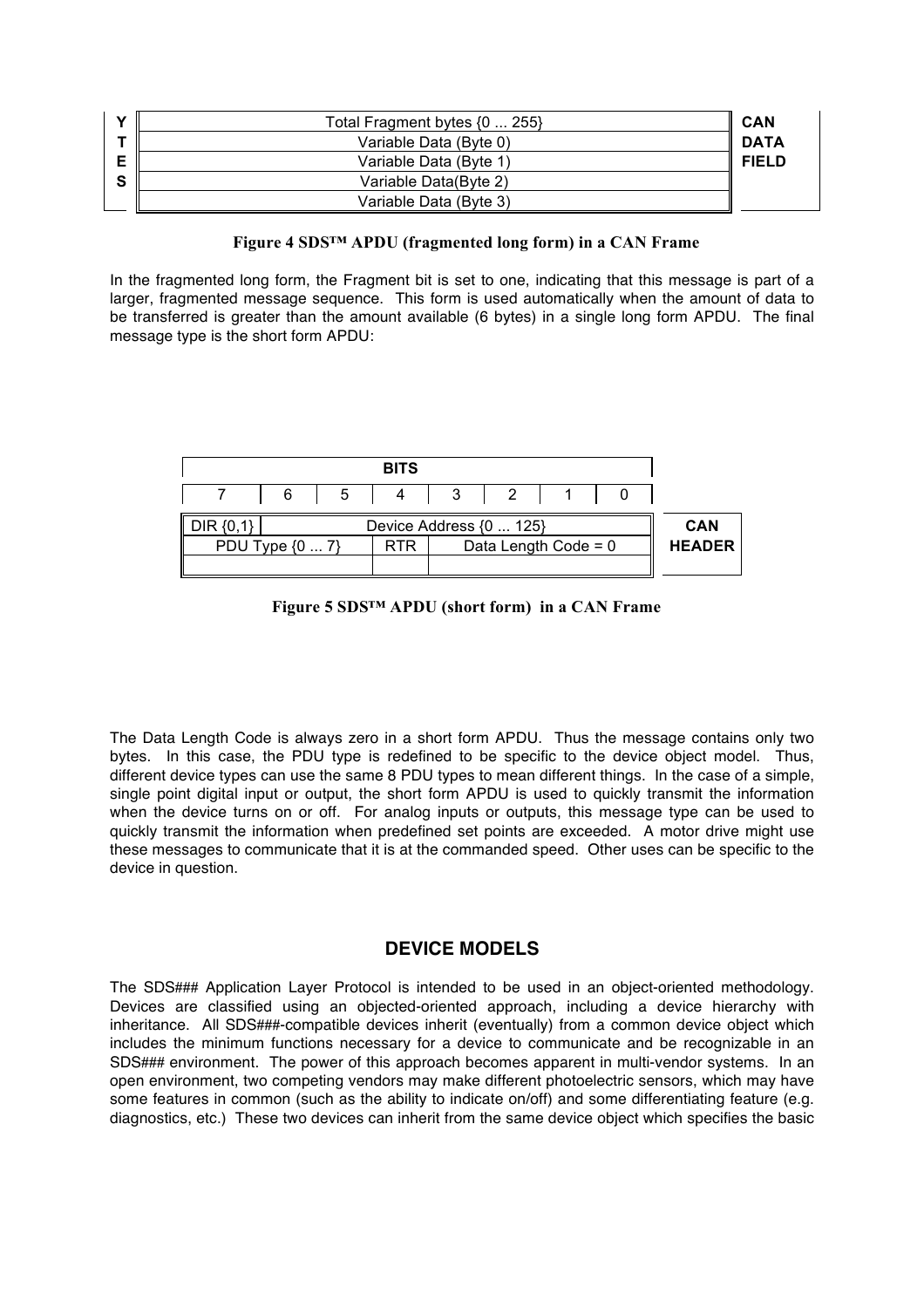| BYTES | | CAN DATA FIELD |
|---|---|---|
| Y | Total Fragment bytes {0 ... 255} | CAN |
| T | Variable Data (Byte 0) | DATA |
| E | Variable Data (Byte 1) | FIELD |
| S | Variable Data(Byte 2) | |
| | Variable Data (Byte 3) | |

**Figure 4 SDS™ APDU (fragmented long form) in a CAN Frame**

In the fragmented long form, the Fragment bit is set to one, indicating that this message is part of a larger, fragmented message sequence. This form is used automatically when the amount of data to be transferred is greater than the amount available (6 bytes) in a single long form APDU. The final message type is the short form APDU:

| BITS | | | | | | | | |
|---|---|---|---|---|---|---|---|---|
| 7 | 6 | 5 | 4 | 3 | 2 | 1 | 0 | |
| DIR {0,1} | Device Address {0 ... 125} | | | | | | | **CAN** |
| PDU Type {0 ... 7} | | | RTR | Data Length Code = 0 | | | | **HEADER** |
| | | | | | | | | |

**Figure 5 SDS™ APDU (short form) in a CAN Frame**

The Data Length Code is always zero in a short form APDU. Thus the message contains only two bytes. In this case, the PDU type is redefined to be specific to the device object model. Thus, different device types can use the same 8 PDU types to mean different things. In the case of a simple, single point digital input or output, the short form APDU is used to quickly transmit the information when the device turns on or off. For analog inputs or outputs, this message type can be used to quickly transmit the information when predefined set points are exceeded. A motor drive might use these messages to communicate that it is at the commanded speed. Other uses can be specific to the device in question.

## DEVICE MODELS

The SDS### Application Layer Protocol is intended to be used in an object-oriented methodology. Devices are classified using an objected-oriented approach, including a device hierarchy with inheritance. All SDS###-compatible devices inherit (eventually) from a common device object which includes the minimum functions necessary for a device to communicate and be recognizable in an SDS### environment. The power of this approach becomes apparent in multi-vendor systems. In an open environment, two competing vendors may make different photoelectric sensors, which may have some features in common (such as the ability to indicate on/off) and some differentiating feature (e.g. diagnostics, etc.) These two devices can inherit from the same device object which specifies the basic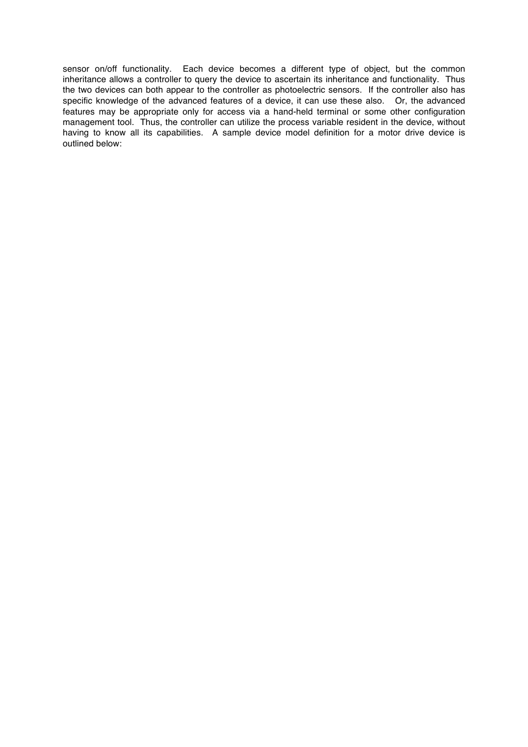sensor on/off functionality. Each device becomes a different type of object, but the common inheritance allows a controller to query the device to ascertain its inheritance and functionality. Thus the two devices can both appear to the controller as photoelectric sensors. If the controller also has specific knowledge of the advanced features of a device, it can use these also. Or, the advanced features may be appropriate only for access via a hand-held terminal or some other configuration management tool. Thus, the controller can utilize the process variable resident in the device, without having to know all its capabilities. A sample device model definition for a motor drive device is outlined below: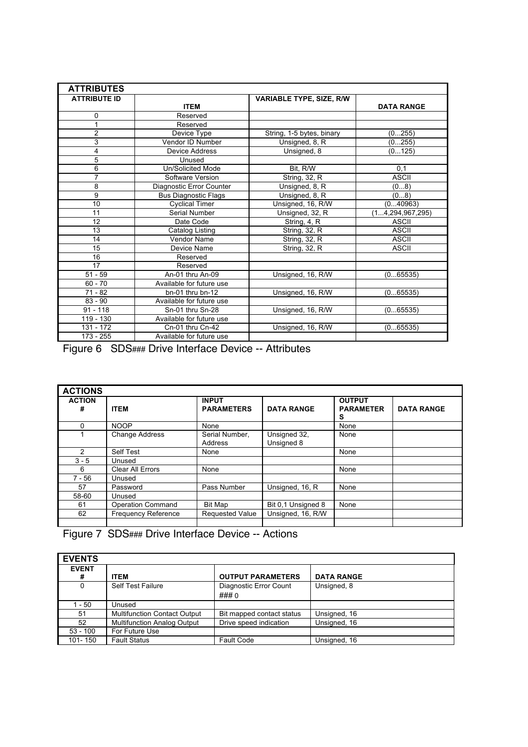| ATTRIBUTES | | | |
|---|---|---|---|
| **ATTRIBUTE ID** | **ITEM** | **VARIABLE TYPE, SIZE, R/W** | **DATA RANGE** |
| 0 | Reserved | | |
| 1 | Reserved | | |
| 2 | Device Type | String, 1-5 bytes, binary | (0...255) |
| 3 | Vendor ID Number | Unsigned, 8, R | (0...255) |
| 4 | Device Address | Unsigned, 8 | (0...125) |
| 5 | Unused | | |
| 6 | Un/Solicited Mode | Bit, R/W | 0,1 |
| 7 | Software Version | String, 32, R | ASCII |
| 8 | Diagnostic Error Counter | Unsigned, 8, R | (0...8) |
| 9 | Bus Diagnostic Flags | Unsigned, 8, R | (0...8) |
| 10 | Cyclical Timer | Unsigned, 16, R/W | (0...40963) |
| 11 | Serial Number | Unsigned, 32, R | (1...4,294,967,295) |
| 12 | Date Code | String, 4, R | ASCII |
| 13 | Catalog Listing | String, 32, R | ASCII |
| 14 | Vendor Name | String, 32, R | ASCII |
| 15 | Device Name | String, 32, R | ASCII |
| 16 | Reserved | | |
| 17 | Reserved | | |
| 51 - 59 | An-01 thru An-09 | Unsigned, 16, R/W | (0...65535) |
| 60 - 70 | Available for future use | | |
| 71 - 82 | bn-01 thru bn-12 | Unsigned, 16, R/W | (0...65535) |
| 83 - 90 | Available for future use | | |
| 91 - 118 | Sn-01 thru Sn-28 | Unsigned, 16, R/W | (0...65535) |
| 119 - 130 | Available for future use | | |
| 131 - 172 | Cn-01 thru Cn-42 | Unsigned, 16, R/W | (0...65535) |
| 173 - 255 | Available for future use | | |

Figure 6 SDS### Drive Interface Device -- Attributes

| ACTIONS | | | | | |
|---|---|---|---|---|---|
| **ACTION #** | **ITEM** | **INPUT PARAMETERS** | **DATA RANGE** | **OUTPUT PARAMETERS** | **DATA RANGE** |
| 0 | NOOP | None | | None | |
| 1 | Change Address | Serial Number, Address | Unsigned 32, Unsigned 8 | None | |
| 2 | Self Test | None | | None | |
| 3 - 5 | Unused | | | | |
| 6 | Clear All Errors | None | | None | |
| 7 - 56 | Unused | | | | |
| 57 | Password | Pass Number | Unsigned, 16, R | None | |
| 58-60 | Unused | | | | |
| 61 | Operation Command | Bit Map | Bit 0,1 Unsigned 8 | None | |
| 62 | Frequency Reference | Requested Value | Unsigned, 16, R/W | | |
| | | | | | |

Figure 7 SDS### Drive Interface Device -- Actions

| EVENTS | | | |
|---|---|---|---|
| **EVENT #** | **ITEM** | **OUTPUT PARAMETERS** | **DATA RANGE** |
| 0 | Self Test Failure | Diagnostic Error Count ### 0 | Unsigned, 8 |
| 1 - 50 | Unused | | |
| 51 | Multifunction Contact Output | Bit mapped contact status | Unsigned, 16 |
| 52 | Multifunction Analog Output | Drive speed indication | Unsigned, 16 |
| 53 - 100 | For Future Use | | |
| 101- 150 | Fault Status | Fault Code | Unsigned, 16 |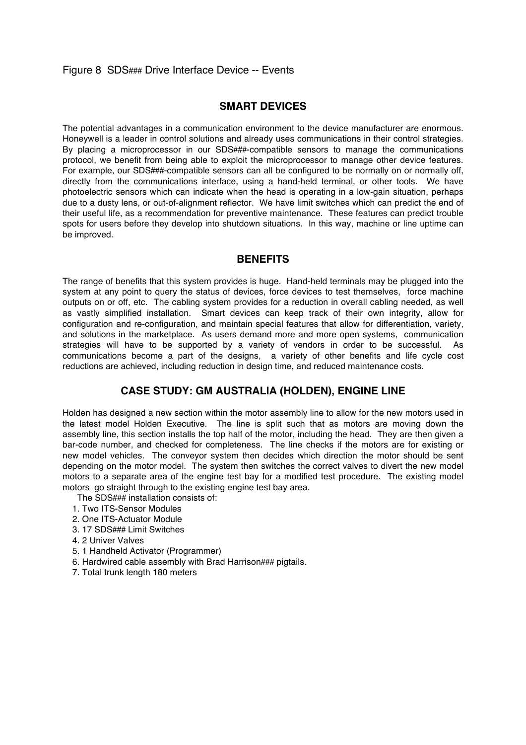Figure 8 SDS### Drive Interface Device -- Events

## SMART DEVICES

The potential advantages in a communication environment to the device manufacturer are enormous. Honeywell is a leader in control solutions and already uses communications in their control strategies. By placing a microprocessor in our SDS###-compatible sensors to manage the communications protocol, we benefit from being able to exploit the microprocessor to manage other device features. For example, our SDS###-compatible sensors can all be configured to be normally on or normally off, directly from the communications interface, using a hand-held terminal, or other tools. We have photoelectric sensors which can indicate when the head is operating in a low-gain situation, perhaps due to a dusty lens, or out-of-alignment reflector. We have limit switches which can predict the end of their useful life, as a recommendation for preventive maintenance. These features can predict trouble spots for users before they develop into shutdown situations. In this way, machine or line uptime can be improved.

## BENEFITS

The range of benefits that this system provides is huge. Hand-held terminals may be plugged into the system at any point to query the status of devices, force devices to test themselves, force machine outputs on or off, etc. The cabling system provides for a reduction in overall cabling needed, as well as vastly simplified installation. Smart devices can keep track of their own integrity, allow for configuration and re-configuration, and maintain special features that allow for differentiation, variety, and solutions in the marketplace. As users demand more and more open systems, communication strategies will have to be supported by a variety of vendors in order to be successful. As communications become a part of the designs, a variety of other benefits and life cycle cost reductions are achieved, including reduction in design time, and reduced maintenance costs.

## CASE STUDY: GM AUSTRALIA (HOLDEN), ENGINE LINE

Holden has designed a new section within the motor assembly line to allow for the new motors used in the latest model Holden Executive. The line is split such that as motors are moving down the assembly line, this section installs the top half of the motor, including the head. They are then given a bar-code number, and checked for completeness. The line checks if the motors are for existing or new model vehicles. The conveyor system then decides which direction the motor should be sent depending on the motor model. The system then switches the correct valves to divert the new model motors to a separate area of the engine test bay for a modified test procedure. The existing model motors go straight through to the existing engine test bay area.

The SDS### installation consists of:

1. Two ITS-Sensor Modules
2. One ITS-Actuator Module
3. 17 SDS### Limit Switches
4. 2 Univer Valves
5. 1 Handheld Activator (Programmer)
6. Hardwired cable assembly with Brad Harrison### pigtails.
7. Total trunk length 180 meters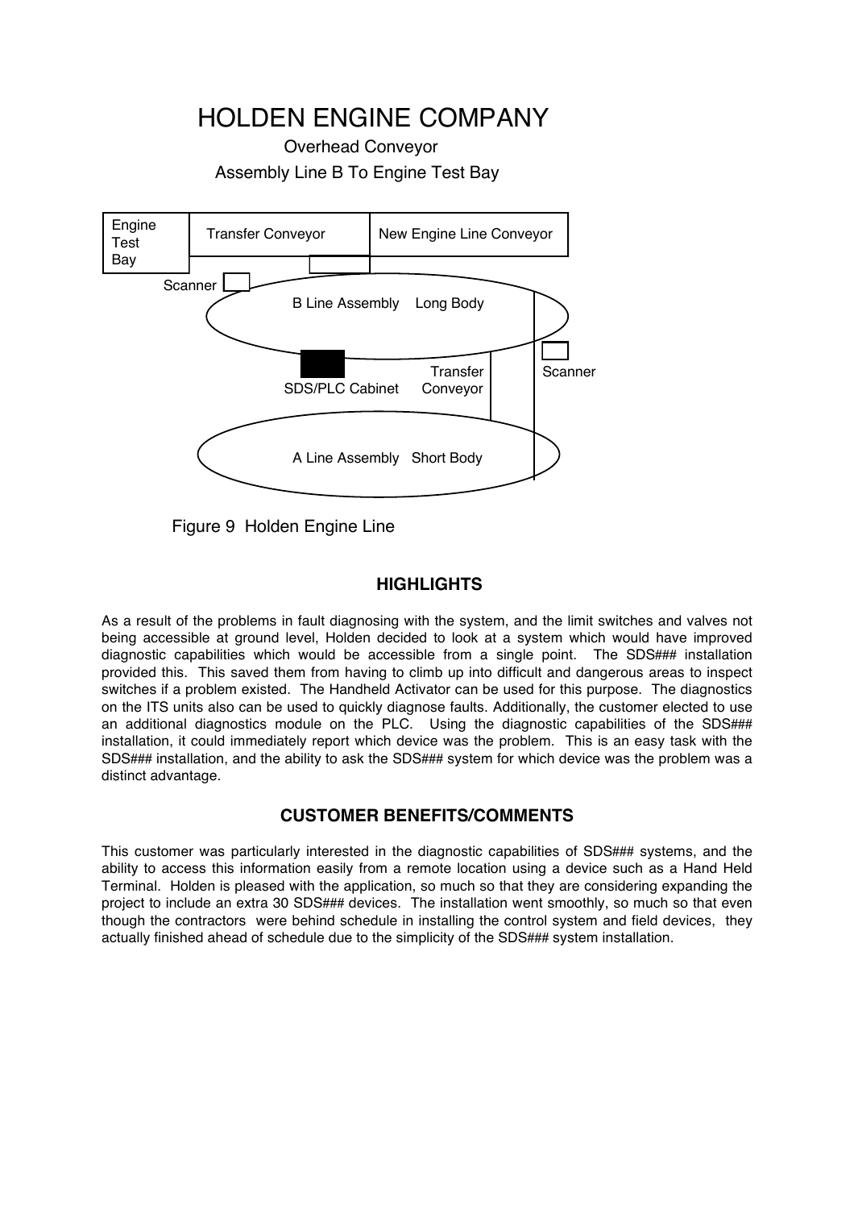# HOLDEN ENGINE COMPANY

Overhead Conveyor

Assembly Line B To Engine Test Bay

Engine Test Bay | Transfer Conveyor | New Engine Line Conveyor

Scanner

B Line Assembly Long Body

SDS/PLC Cabinet

Transfer Conveyor

Scanner

A Line Assembly Short Body

Figure 9 Holden Engine Line

## HIGHLIGHTS

As a result of the problems in fault diagnosing with the system, and the limit switches and valves not being accessible at ground level, Holden decided to look at a system which would have improved diagnostic capabilities which would be accessible from a single point. The SDS### installation provided this. This saved them from having to climb up into difficult and dangerous areas to inspect switches if a problem existed. The Handheld Activator can be used for this purpose. The diagnostics on the ITS units also can be used to quickly diagnose faults. Additionally, the customer elected to use an additional diagnostics module on the PLC. Using the diagnostic capabilities of the SDS### installation, it could immediately report which device was the problem. This is an easy task with the SDS### installation, and the ability to ask the SDS### system for which device was the problem was a distinct advantage.

## CUSTOMER BENEFITS/COMMENTS

This customer was particularly interested in the diagnostic capabilities of SDS### systems, and the ability to access this information easily from a remote location using a device such as a Hand Held Terminal. Holden is pleased with the application, so much so that they are considering expanding the project to include an extra 30 SDS### devices. The installation went smoothly, so much so that even though the contractors were behind schedule in installing the control system and field devices, they actually finished ahead of schedule due to the simplicity of the SDS### system installation.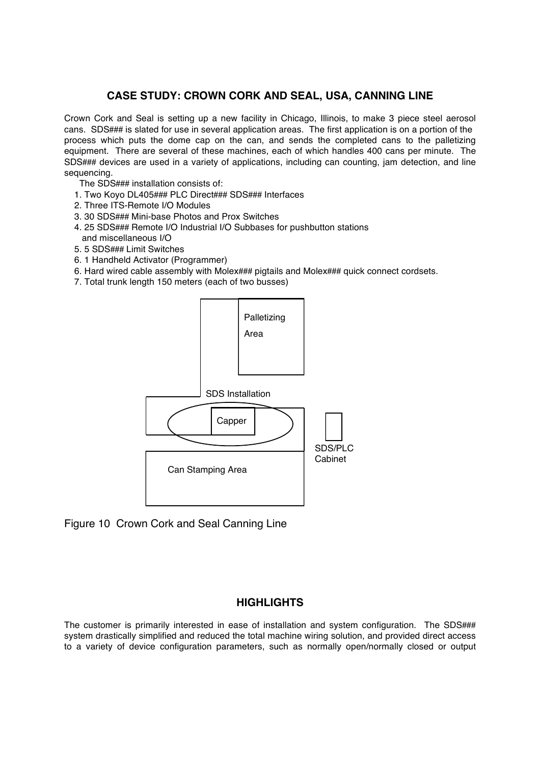## CASE STUDY: CROWN CORK AND SEAL, USA, CANNING LINE

Crown Cork and Seal is setting up a new facility in Chicago, Illinois, to make 3 piece steel aerosol cans. SDS### is slated for use in several application areas. The first application is on a portion of the process which puts the dome cap on the can, and sends the completed cans to the palletizing equipment. There are several of these machines, each of which handles 400 cans per minute. The SDS### devices are used in a variety of applications, including can counting, jam detection, and line sequencing.

The SDS### installation consists of:

1. Two Koyo DL405### PLC Direct### SDS### Interfaces
2. Three ITS-Remote I/O Modules
3. 30 SDS### Mini-base Photos and Prox Switches
4. 25 SDS### Remote I/O Industrial I/O Subbases for pushbutton stations and miscellaneous I/O
5. 5 SDS### Limit Switches
6. 1 Handheld Activator (Programmer)
6. Hard wired cable assembly with Molex### pigtails and Molex### quick connect cordsets.
7. Total trunk length 150 meters (each of two busses)

Palletizing Area

SDS Installation

Capper

SDS/PLC Cabinet

Can Stamping Area

Figure 10 Crown Cork and Seal Canning Line

## HIGHLIGHTS

The customer is primarily interested in ease of installation and system configuration. The SDS### system drastically simplified and reduced the total machine wiring solution, and provided direct access to a variety of device configuration parameters, such as normally open/normally closed or output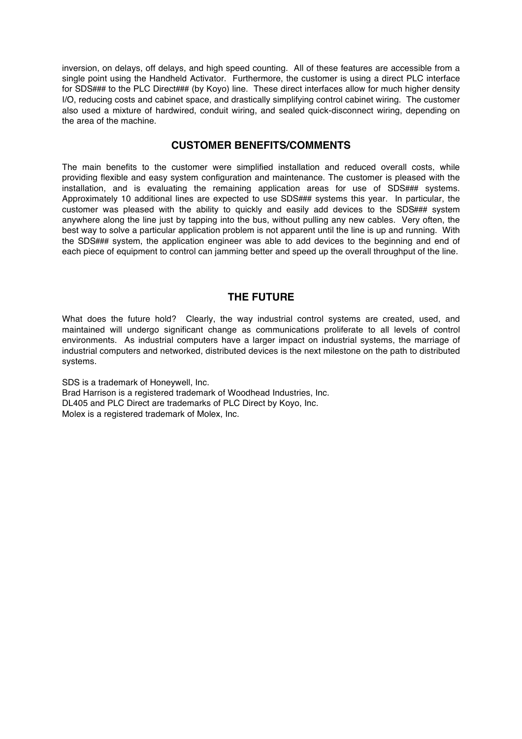inversion, on delays, off delays, and high speed counting. All of these features are accessible from a single point using the Handheld Activator. Furthermore, the customer is using a direct PLC interface for SDS### to the PLC Direct### (by Koyo) line. These direct interfaces allow for much higher density I/O, reducing costs and cabinet space, and drastically simplifying control cabinet wiring. The customer also used a mixture of hardwired, conduit wiring, and sealed quick-disconnect wiring, depending on the area of the machine.

## CUSTOMER BENEFITS/COMMENTS

The main benefits to the customer were simplified installation and reduced overall costs, while providing flexible and easy system configuration and maintenance. The customer is pleased with the installation, and is evaluating the remaining application areas for use of SDS### systems. Approximately 10 additional lines are expected to use SDS### systems this year. In particular, the customer was pleased with the ability to quickly and easily add devices to the SDS### system anywhere along the line just by tapping into the bus, without pulling any new cables. Very often, the best way to solve a particular application problem is not apparent until the line is up and running. With the SDS### system, the application engineer was able to add devices to the beginning and end of each piece of equipment to control can jamming better and speed up the overall throughput of the line.

## THE FUTURE

What does the future hold? Clearly, the way industrial control systems are created, used, and maintained will undergo significant change as communications proliferate to all levels of control environments. As industrial computers have a larger impact on industrial systems, the marriage of industrial computers and networked, distributed devices is the next milestone on the path to distributed systems.

SDS is a trademark of Honeywell, Inc.
Brad Harrison is a registered trademark of Woodhead Industries, Inc.
DL405 and PLC Direct are trademarks of PLC Direct by Koyo, Inc.
Molex is a registered trademark of Molex, Inc.